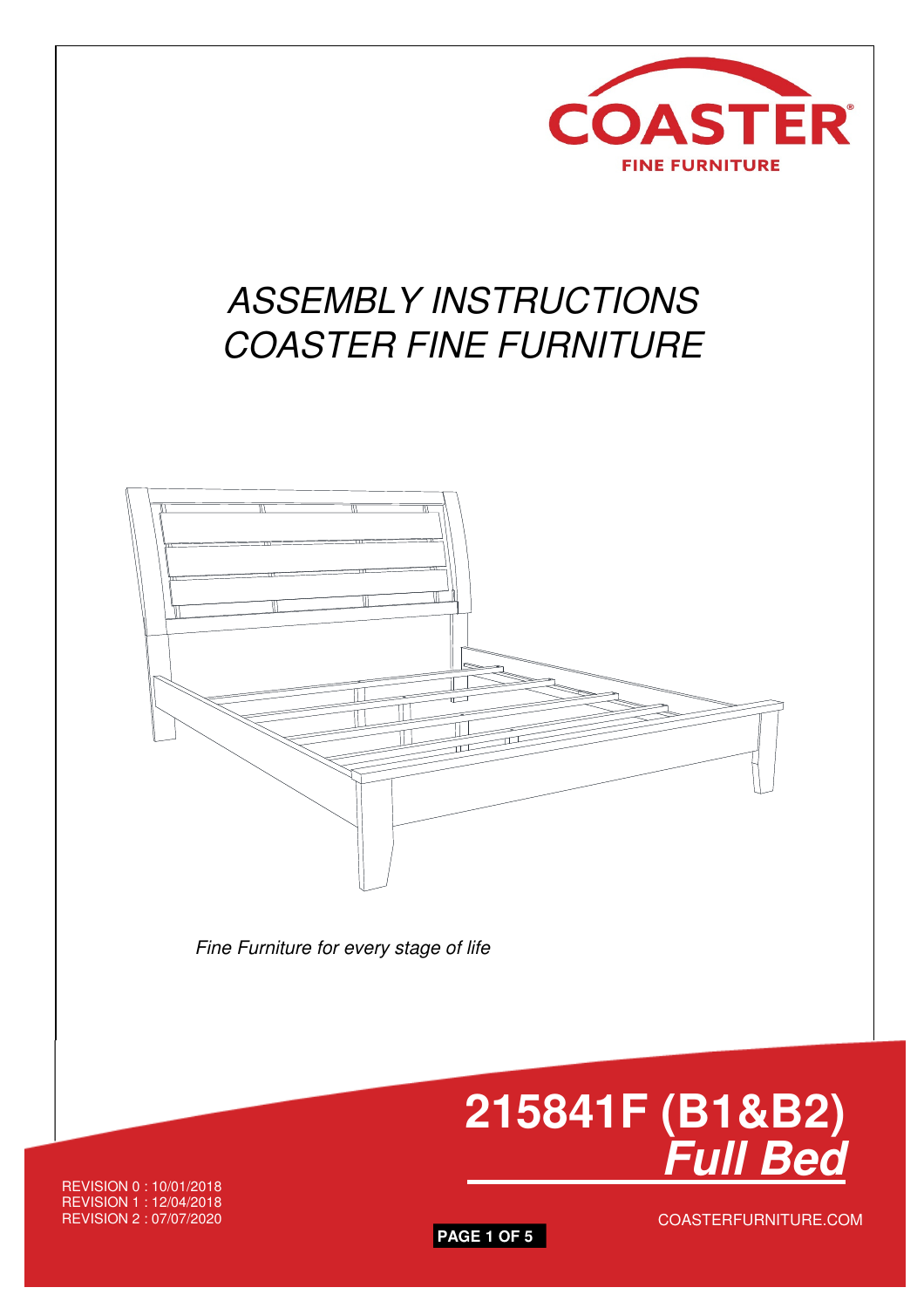COASTER

FINE FURNITURE

# ASSEMBLY INSTRUCTIONS
# COASTER FINE FURNITURE

*Fine Furniture for every stage of life*

## 215841F (B1&B2)
## ***Full Bed***

REVISION 0 : 10/01/2018
REVISION 1 : 12/04/2018
REVISION 2 : 07/07/2020

COASTERFURNITURE.COM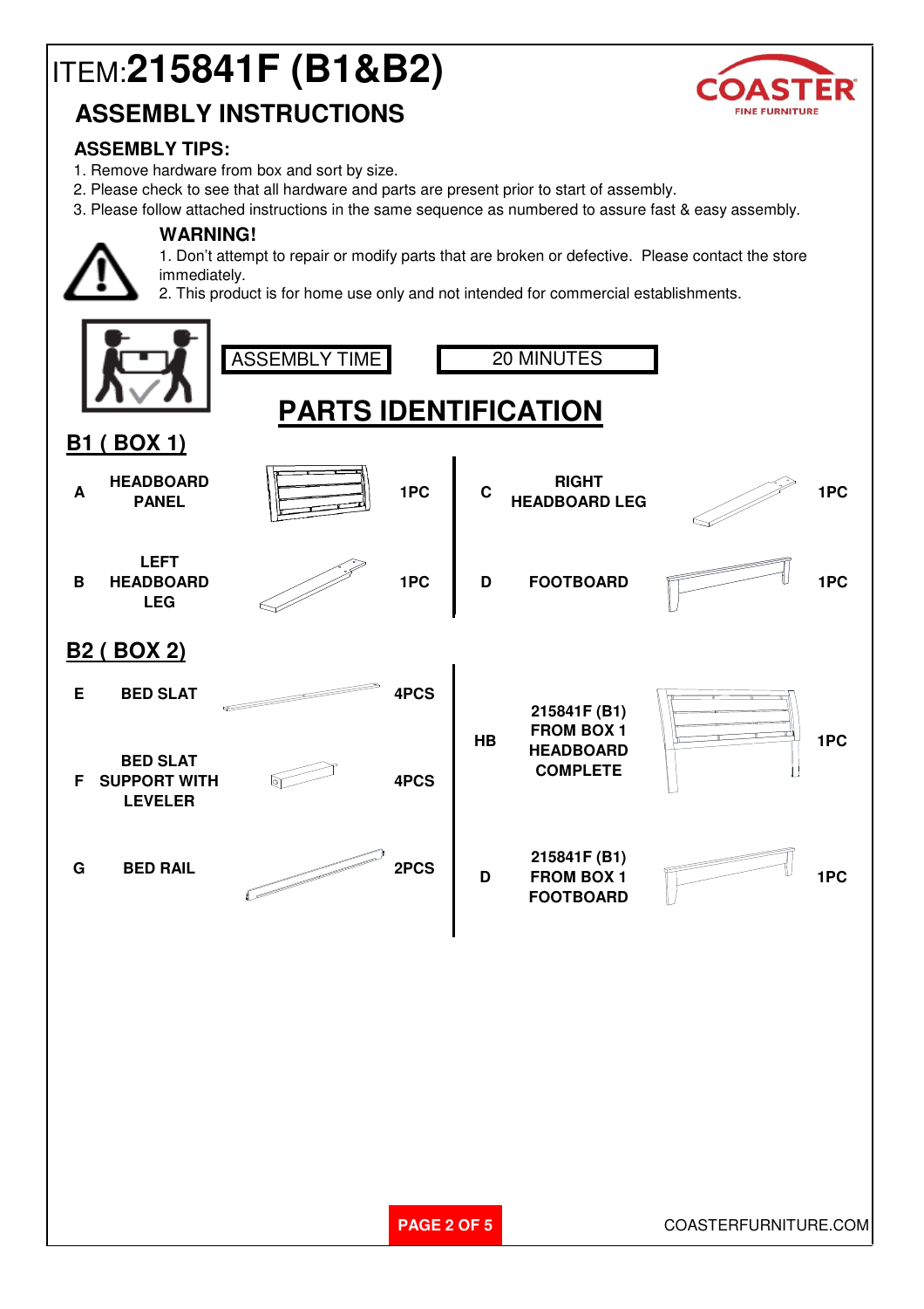# ITEM:215841F (B1&B2)

## ASSEMBLY INSTRUCTIONS

### ASSEMBLY TIPS:

1. Remove hardware from box and sort by size.
2. Please check to see that all hardware and parts are present prior to start of assembly.
3. Please follow attached instructions in the same sequence as numbered to assure fast & easy assembly.

**WARNING!**

1. Don't attempt to repair or modify parts that are broken or defective. Please contact the store immediately.
2. This product is for home use only and not intended for commercial establishments.

| ASSEMBLY TIME | 20 MINUTES |
|---|---|

## PARTS IDENTIFICATION

### B1 ( BOX 1)

| | Part | Qty |
|---|---|---|
| A | HEADBOARD PANEL | 1PC |
| B | LEFT HEADBOARD LEG | 1PC |
| C | RIGHT HEADBOARD LEG | 1PC |
| D | FOOTBOARD | 1PC |

### B2 ( BOX 2)

| | Part | Qty |
|---|---|---|
| E | BED SLAT | 4PCS |
| F | BED SLAT SUPPORT WITH LEVELER | 4PCS |
| G | BED RAIL | 2PCS |
| HB | 215841F (B1) FROM BOX 1 HEADBOARD COMPLETE | 1PC |
| D | 215841F (B1) FROM BOX 1 FOOTBOARD | 1PC |

COASTERFURNITURE.COM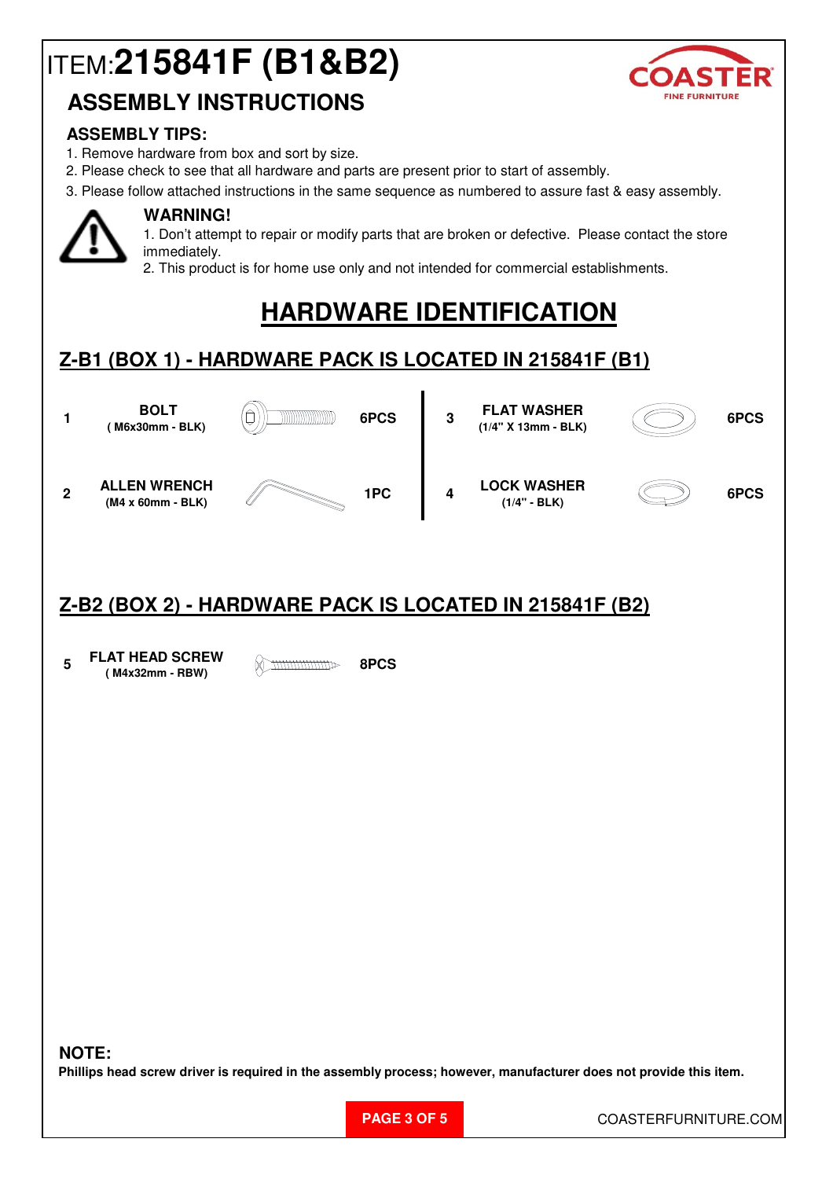# ITEM:**215841F (B1&B2)**

## ASSEMBLY INSTRUCTIONS

### ASSEMBLY TIPS:

1. Remove hardware from box and sort by size.
2. Please check to see that all hardware and parts are present prior to start of assembly.
3. Please follow attached instructions in the same sequence as numbered to assure fast & easy assembly.

**WARNING!**

1. Don't attempt to repair or modify parts that are broken or defective. Please contact the store immediately.
2. This product is for home use only and not intended for commercial establishments.

## HARDWARE IDENTIFICATION

### Z-B1 (BOX 1) - HARDWARE PACK IS LOCATED IN 215841F (B1)

| No. | Item | Qty |
|---|---|---|
| 1 | **BOLT** ( M6x30mm - BLK) | 6PCS |
| 2 | **ALLEN WRENCH** (M4 x 60mm - BLK) | 1PC |
| 3 | **FLAT WASHER** (1/4" X 13mm - BLK) | 6PCS |
| 4 | **LOCK WASHER** (1/4" - BLK) | 6PCS |

### Z-B2 (BOX 2) - HARDWARE PACK IS LOCATED IN 215841F (B2)

| No. | Item | Qty |
|---|---|---|
| 5 | **FLAT HEAD SCREW** ( M4x32mm - RBW) | 8PCS |

**NOTE:**

**Phillips head screw driver is required in the assembly process; however, manufacturer does not provide this item.**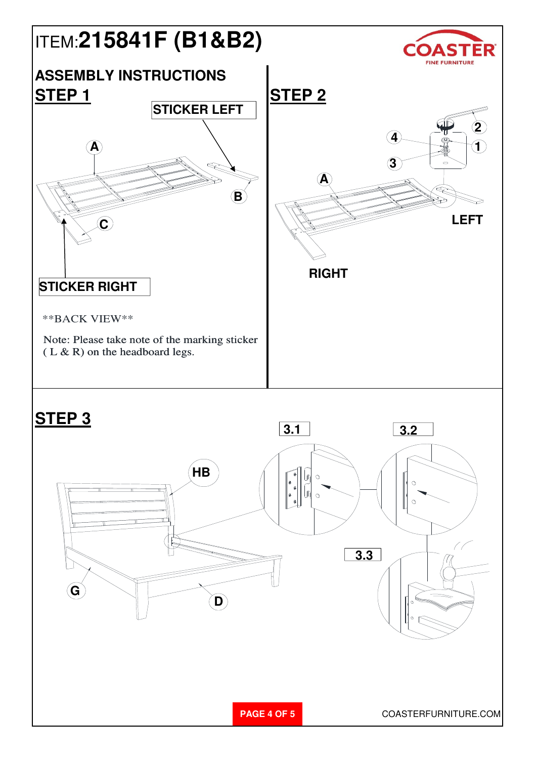# ITEM:215841F (B1&B2)

COASTER FINE FURNITURE

## ASSEMBLY INSTRUCTIONS

## STEP 1

STICKER LEFT

A

B

C

STICKER RIGHT

**BACK VIEW**

Note: Please take note of the marking sticker ( L & R) on the headboard legs.

## STEP 2

2

4

1

3

A

LEFT

RIGHT

## STEP 3

3.1

3.2

HB

3.3

G

D

COASTERFURNITURE.COM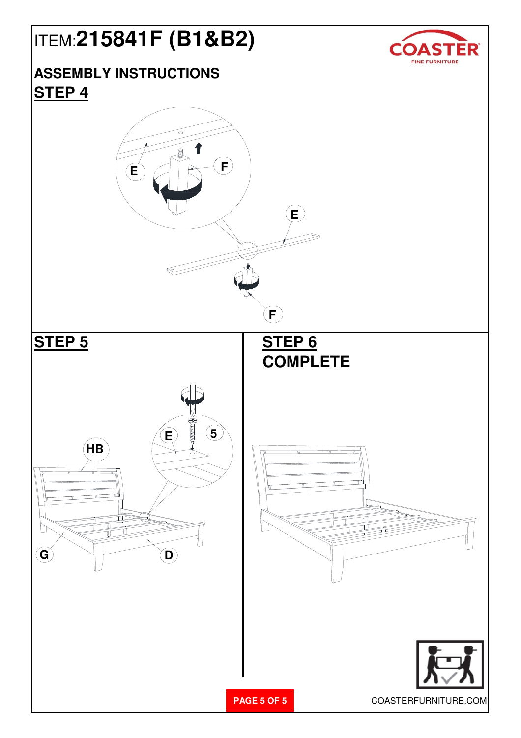# ITEM:215841F (B1&B2)

## ASSEMBLY INSTRUCTIONS

## STEP 4

E

F

E

F

## STEP 5

HB

E

5

G

D

## STEP 6

## COMPLETE

COASTERFURNITURE.COM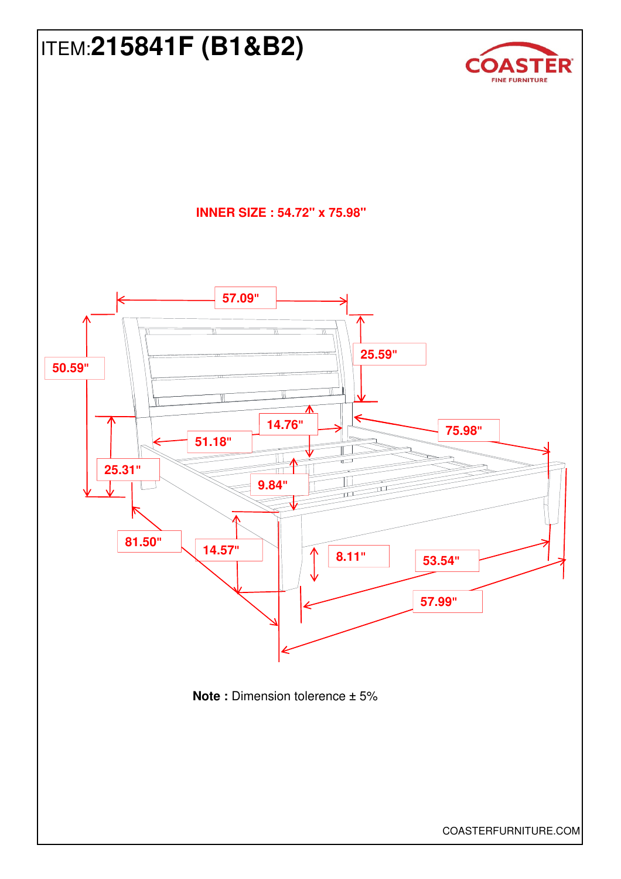# ITEM:215841F (B1&B2)

COASTER
FINE FURNITURE

**INNER SIZE : 54.72" x 75.98"**

57.09"

50.59"

25.59"

14.76"

75.98"

51.18"

25.31"

9.84"

81.50"

14.57"

8.11"

53.54"

57.99"

**Note :** Dimension tolerence ± 5%

COASTERFURNITURE.COM